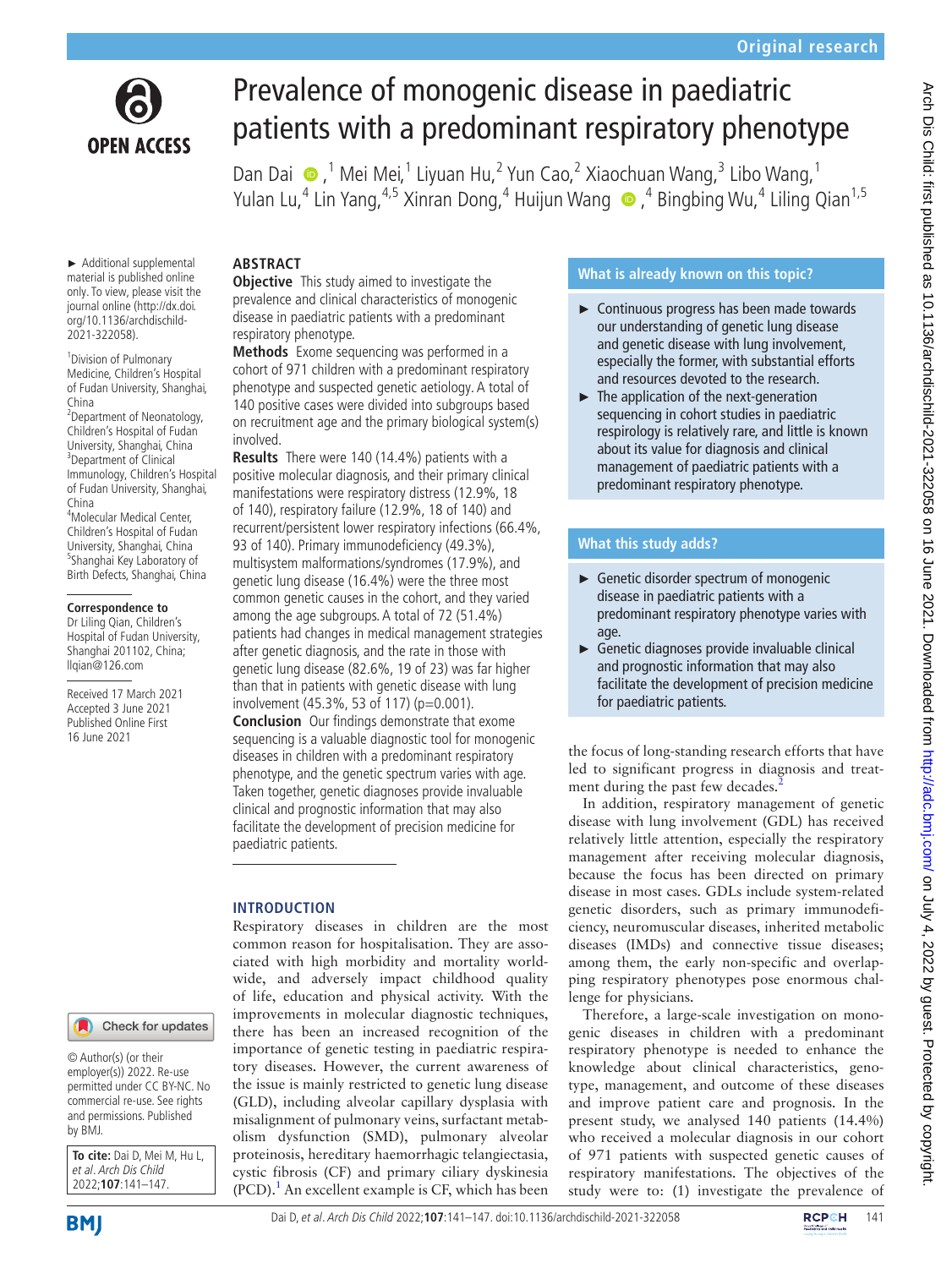Original research

# Prevalence of monogenic disease in paediatric patients with a predominant respiratory phenotype

Dan Dai ,[1] Mei Mei,[1] Liyuan Hu,[2] Yun Cao,[2] Xiaochuan Wang,[3] Libo Wang,[1] Yulan Lu,[4] Lin Yang,[4,5] Xinran Dong,[4] Huijun Wang ,[4] Bingbing Wu,[4] Liling Qian[1,5]

► Additional supplemental material is published online only. To view, please visit the journal online (http://dx.doi.org/10.1136/archdischild-2021-322058).

[1]Division of Pulmonary Medicine, Children's Hospital of Fudan University, Shanghai, China
[2]Department of Neonatology, Children's Hospital of Fudan University, Shanghai, China
[3]Department of Clinical Immunology, Children's Hospital of Fudan University, Shanghai, China
[4]Molecular Medical Center, Children's Hospital of Fudan University, Shanghai, China
[5]Shanghai Key Laboratory of Birth Defects, Shanghai, China

**Correspondence to**
Dr Liling Qian, Children's Hospital of Fudan University, Shanghai 201102, China; llqian@126.com

Received 17 March 2021
Accepted 3 June 2021
Published Online First 16 June 2021

© Author(s) (or their employer(s)) 2022. Re-use permitted under CC BY-NC. No commercial re-use. See rights and permissions. Published by BMJ.

**To cite:** Dai D, Mei M, Hu L, *et al. Arch Dis Child* 2022;**107**:141–147.

## ABSTRACT

**Objective** This study aimed to investigate the prevalence and clinical characteristics of monogenic disease in paediatric patients with a predominant respiratory phenotype.

**Methods** Exome sequencing was performed in a cohort of 971 children with a predominant respiratory phenotype and suspected genetic aetiology. A total of 140 positive cases were divided into subgroups based on recruitment age and the primary biological system(s) involved.

**Results** There were 140 (14.4%) patients with a positive molecular diagnosis, and their primary clinical manifestations were respiratory distress (12.9%, 18 of 140), respiratory failure (12.9%, 18 of 140) and recurrent/persistent lower respiratory infections (66.4%, 93 of 140). Primary immunodeficiency (49.3%), multisystem malformations/syndromes (17.9%), and genetic lung disease (16.4%) were the three most common genetic causes in the cohort, and they varied among the age subgroups. A total of 72 (51.4%) patients had changes in medical management strategies after genetic diagnosis, and the rate in those with genetic lung disease (82.6%, 19 of 23) was far higher than that in patients with genetic disease with lung involvement (45.3%, 53 of 117) (p=0.001).

**Conclusion** Our findings demonstrate that exome sequencing is a valuable diagnostic tool for monogenic diseases in children with a predominant respiratory phenotype, and the genetic spectrum varies with age. Taken together, genetic diagnoses provide invaluable clinical and prognostic information that may also facilitate the development of precision medicine for paediatric patients.

### What is already known on this topic?

► Continuous progress has been made towards our understanding of genetic lung disease and genetic disease with lung involvement, especially the former, with substantial efforts and resources devoted to the research.

► The application of the next-generation sequencing in cohort studies in paediatric respirology is relatively rare, and little is known about its value for diagnosis and clinical management of paediatric patients with a predominant respiratory phenotype.

### What this study adds?

► Genetic disorder spectrum of monogenic disease in paediatric patients with a predominant respiratory phenotype varies with age.

► Genetic diagnoses provide invaluable clinical and prognostic information that may also facilitate the development of precision medicine for paediatric patients.

## INTRODUCTION

Respiratory diseases in children are the most common reason for hospitalisation. They are associated with high morbidity and mortality worldwide, and adversely impact childhood quality of life, education and physical activity. With the improvements in molecular diagnostic techniques, there has been an increased recognition of the importance of genetic testing in paediatric respiratory diseases. However, the current awareness of the issue is mainly restricted to genetic lung disease (GLD), including alveolar capillary dysplasia with misalignment of pulmonary veins, surfactant metabolism dysfunction (SMD), pulmonary alveolar proteinosis, hereditary haemorrhagic telangiectasia, cystic fibrosis (CF) and primary ciliary dyskinesia (PCD).[1] An excellent example is CF, which has been the focus of long-standing research efforts that have led to significant progress in diagnosis and treatment during the past few decades.[2]

In addition, respiratory management of genetic disease with lung involvement (GDL) has received relatively little attention, especially the respiratory management after receiving molecular diagnosis, because the focus has been directed on primary disease in most cases. GDLs include system-related genetic disorders, such as primary immunodeficiency, neuromuscular diseases, inherited metabolic diseases (IMDs) and connective tissue diseases; among them, the early non-specific and overlapping respiratory phenotypes pose enormous challenge for physicians.

Therefore, a large-scale investigation on monogenic diseases in children with a predominant respiratory phenotype is needed to enhance the knowledge about clinical characteristics, genotype, management, and outcome of these diseases and improve patient care and prognosis. In the present study, we analysed 140 patients (14.4%) who received a molecular diagnosis in our cohort of 971 patients with suspected genetic causes of respiratory manifestations. The objectives of the study were to: (1) investigate the prevalence of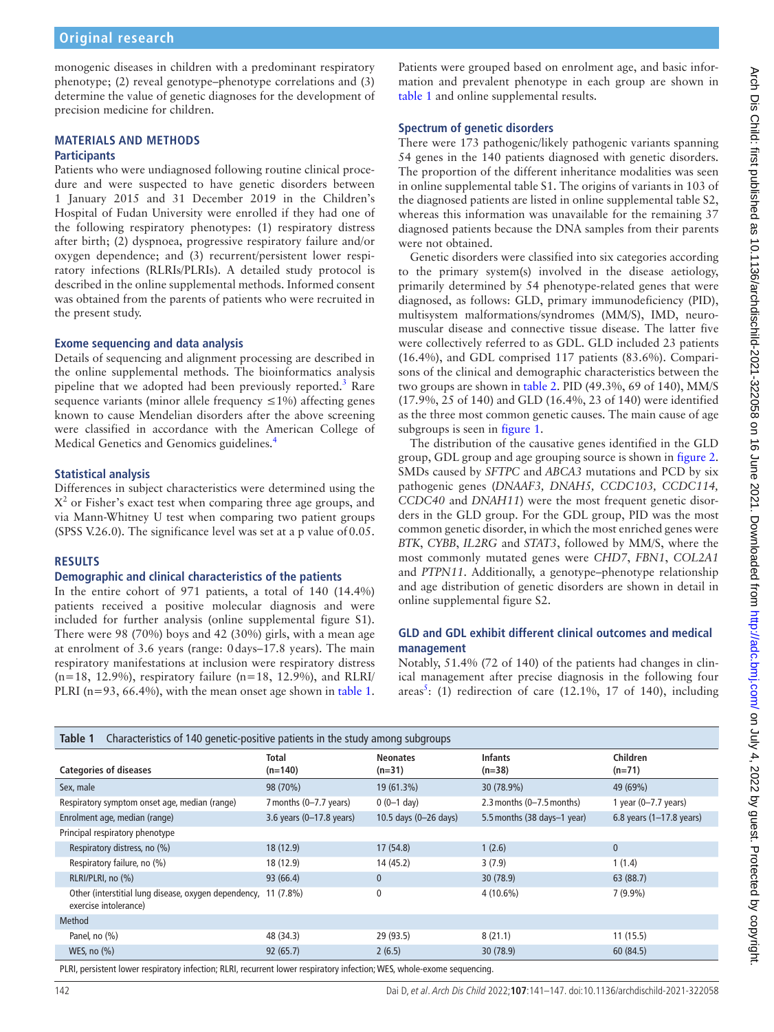monogenic diseases in children with a predominant respiratory phenotype; (2) reveal genotype–phenotype correlations and (3) determine the value of genetic diagnoses for the development of precision medicine for children.

## MATERIALS AND METHODS

### Participants

Patients who were undiagnosed following routine clinical procedure and were suspected to have genetic disorders between 1 January 2015 and 31 December 2019 in the Children's Hospital of Fudan University were enrolled if they had one of the following respiratory phenotypes: (1) respiratory distress after birth; (2) dyspnoea, progressive respiratory failure and/or oxygen dependence; and (3) recurrent/persistent lower respiratory infections (RLRIs/PLRIs). A detailed study protocol is described in the online supplemental methods. Informed consent was obtained from the parents of patients who were recruited in the present study.

### Exome sequencing and data analysis

Details of sequencing and alignment processing are described in the online supplemental methods. The bioinformatics analysis pipeline that we adopted had been previously reported.[3] Rare sequence variants (minor allele frequency ≤1%) affecting genes known to cause Mendelian disorders after the above screening were classified in accordance with the American College of Medical Genetics and Genomics guidelines.[4]

### Statistical analysis

Differences in subject characteristics were determined using the $X^2$ or Fisher's exact test when comparing three age groups, and via Mann-Whitney U test when comparing two patient groups (SPSS V.26.0). The significance level was set at a p value of 0.05.

## RESULTS

### Demographic and clinical characteristics of the patients

In the entire cohort of 971 patients, a total of 140 (14.4%) patients received a positive molecular diagnosis and were included for further analysis (online supplemental figure S1). There were 98 (70%) boys and 42 (30%) girls, with a mean age at enrolment of 3.6 years (range: 0 days–17.8 years). The main respiratory manifestations at inclusion were respiratory distress (n=18, 12.9%), respiratory failure (n=18, 12.9%), and RLRI/PLRI (n=93, 66.4%), with the mean onset age shown in table 1.

Patients were grouped based on enrolment age, and basic information and prevalent phenotype in each group are shown in table 1 and online supplemental results.

### Spectrum of genetic disorders

There were 173 pathogenic/likely pathogenic variants spanning 54 genes in the 140 patients diagnosed with genetic disorders. The proportion of the different inheritance modalities was seen in online supplemental table S1. The origins of variants in 103 of the diagnosed patients are listed in online supplemental table S2, whereas this information was unavailable for the remaining 37 diagnosed patients because the DNA samples from their parents were not obtained.

Genetic disorders were classified into six categories according to the primary system(s) involved in the disease aetiology, primarily determined by 54 phenotype-related genes that were diagnosed, as follows: GLD, primary immunodeficiency (PID), multisystem malformations/syndromes (MM/S), IMD, neuromuscular disease and connective tissue disease. The latter five were collectively referred to as GDL. GLD included 23 patients (16.4%), and GDL comprised 117 patients (83.6%). Comparisons of the clinical and demographic characteristics between the two groups are shown in table 2. PID (49.3%, 69 of 140), MM/S (17.9%, 25 of 140) and GLD (16.4%, 23 of 140) were identified as the three most common genetic causes. The main cause of age subgroups is seen in figure 1.

The distribution of the causative genes identified in the GLD group, GDL group and age grouping source is shown in figure 2. SMDs caused by *SFTPC* and *ABCA3* mutations and PCD by six pathogenic genes (*DNAAF3, DNAH5, CCDC103, CCDC114, CCDC40* and *DNAH11*) were the most frequent genetic disorders in the GLD group. For the GDL group, PID was the most common genetic disorder, in which the most enriched genes were *BTK*, *CYBB*, *IL2RG* and *STAT3*, followed by MM/S, where the most commonly mutated genes were *CHD7*, *FBN1*, *COL2A1* and *PTPN11*. Additionally, a genotype–phenotype relationship and age distribution of genetic disorders are shown in detail in online supplemental figure S2.

### GLD and GDL exhibit different clinical outcomes and medical management

Notably, 51.4% (72 of 140) of the patients had changes in clinical management after precise diagnosis in the following four areas[5]: (1) redirection of care (12.1%, 17 of 140), including

**Table 1** Characteristics of 140 genetic-positive patients in the study among subgroups

| Categories of diseases | Total (n=140) | Neonates (n=31) | Infants (n=38) | Children (n=71) |
|---|---|---|---|---|
| Sex, male | 98 (70%) | 19 (61.3%) | 30 (78.9%) | 49 (69%) |
| Respiratory symptom onset age, median (range) | 7 months (0–7.7 years) | 0 (0–1 day) | 2.3 months (0–7.5 months) | 1 year (0–7.7 years) |
| Enrolment age, median (range) | 3.6 years (0–17.8 years) | 10.5 days (0–26 days) | 5.5 months (38 days–1 year) | 6.8 years (1–17.8 years) |
| Principal respiratory phenotype | | | | |
| Respiratory distress, no (%) | 18 (12.9) | 17 (54.8) | 1 (2.6) | 0 |
| Respiratory failure, no (%) | 18 (12.9) | 14 (45.2) | 3 (7.9) | 1 (1.4) |
| RLRI/PLRI, no (%) | 93 (66.4) | 0 | 30 (78.9) | 63 (88.7) |
| Other (interstitial lung disease, oxygen dependency, exercise intolerance) | 11 (7.8%) | 0 | 4 (10.6%) | 7 (9.9%) |
| Method | | | | |
| Panel, no (%) | 48 (34.3) | 29 (93.5) | 8 (21.1) | 11 (15.5) |
| WES, no (%) | 92 (65.7) | 2 (6.5) | 30 (78.9) | 60 (84.5) |

PLRI, persistent lower respiratory infection; RLRI, recurrent lower respiratory infection; WES, whole-exome sequencing.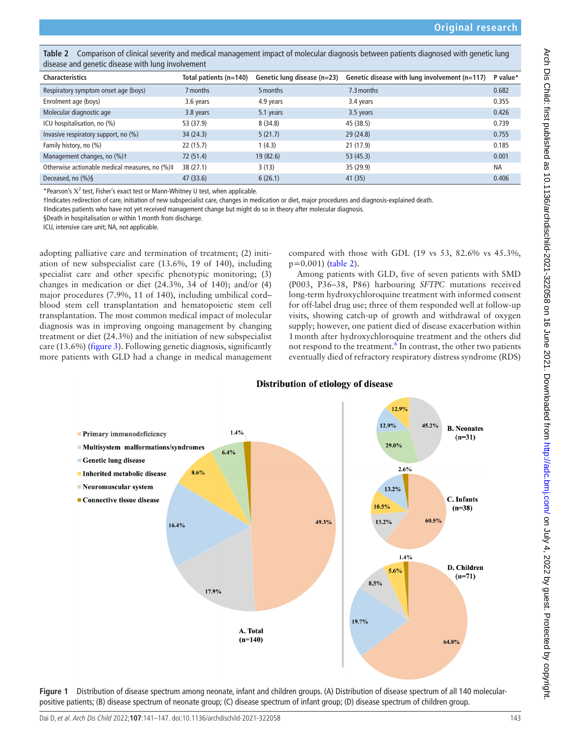**Table 2** Comparison of clinical severity and medical management impact of molecular diagnosis between patients diagnosed with genetic lung disease and genetic disease with lung involvement

| Characteristics | Total patients (n=140) | Genetic lung disease (n=23) | Genetic disease with lung involvement (n=117) | P value* |
|---|---|---|---|---|
| Respiratory symptom onset age (boys) | 7 months | 5 months | 7.3 months | 0.682 |
| Enrolment age (boys) | 3.6 years | 4.9 years | 3.4 years | 0.355 |
| Molecular diagnostic age | 3.8 years | 5.1 years | 3.5 years | 0.426 |
| ICU hospitalisation, no (%) | 53 (37.9) | 8 (34.8) | 45 (38.5) | 0.739 |
| Invasive respiratory support, no (%) | 34 (24.3) | 5 (21.7) | 29 (24.8) | 0.755 |
| Family history, no (%) | 22 (15.7) | 1 (4.3) | 21 (17.9) | 0.185 |
| Management changes, no (%)† | 72 (51.4) | 19 (82.6) | 53 (45.3) | 0.001 |
| Otherwise actionable medical measures, no (%)‡ | 38 (27.1) | 3 (13) | 35 (29.9) | NA |
| Deceased, no (%)§ | 47 (33.6) | 6 (26.1) | 41 (35) | 0.406 |

*Pearson's $X^2$ test, Fisher's exact test or Mann-Whitney U test, when applicable.
†Indicates redirection of care, initiation of new subspecialist care, changes in medication or diet, major procedures and diagnosis-explained death.
‡Indicates patients who have not yet received management change but might do so in theory after molecular diagnosis.
§Death in hospitalisation or within 1 month from discharge.
ICU, intensive care unit; NA, not applicable.

adopting palliative care and termination of treatment; (2) initiation of new subspecialist care (13.6%, 19 of 140), including specialist care and other specific phenotypic monitoring; (3) changes in medication or diet (24.3%, 34 of 140); and/or (4) major procedures (7.9%, 11 of 140), including umbilical cord–blood stem cell transplantation and hematopoietic stem cell transplantation. The most common medical impact of molecular diagnosis was in improving ongoing management by changing treatment or diet (24.3%) and the initiation of new subspecialist care (13.6%) (figure 3). Following genetic diagnosis, significantly more patients with GLD had a change in medical management compared with those with GDL (19 vs 53, 82.6% vs 45.3%, p=0.001) (table 2).

Among patients with GLD, five of seven patients with SMD (P003, P36–38, P86) harbouring *SFTPC* mutations received long-term hydroxychloroquine treatment with informed consent for off-label drug use; three of them responded well at follow-up visits, showing catch-up of growth and withdrawal of oxygen supply; however, one patient died of disease exacerbation within 1 month after hydroxychloroquine treatment and the others did not respond to the treatment.[6] In contrast, the other two patients eventually died of refractory respiratory distress syndrome (RDS)

**Distribution of etiology of disease**

Legend: Primary immunodeficiency; Multisystem malformations/syndromes; Genetic lung disease; Inherited metabolic disease; Neuromuscular system; Connective tissue disease

A. Total (n=140): 49.3%, 17.9%, 16.4%, 8.6%, 6.4%, 1.4%

B. Neonates (n=31): 45.2%, 29.0%, 12.9%, 12.9%

C. Infants (n=38): 60.5%, 13.2%, 10.5%, 13.2%, 2.6%

D. Children (n=71): 64.8%, 19.7%, 8.5%, 5.6%, 1.4%

**Figure 1** Distribution of disease spectrum among neonate, infant and children groups. (A) Distribution of disease spectrum of all 140 molecular-positive patients; (B) disease spectrum of neonate group; (C) disease spectrum of infant group; (D) disease spectrum of children group.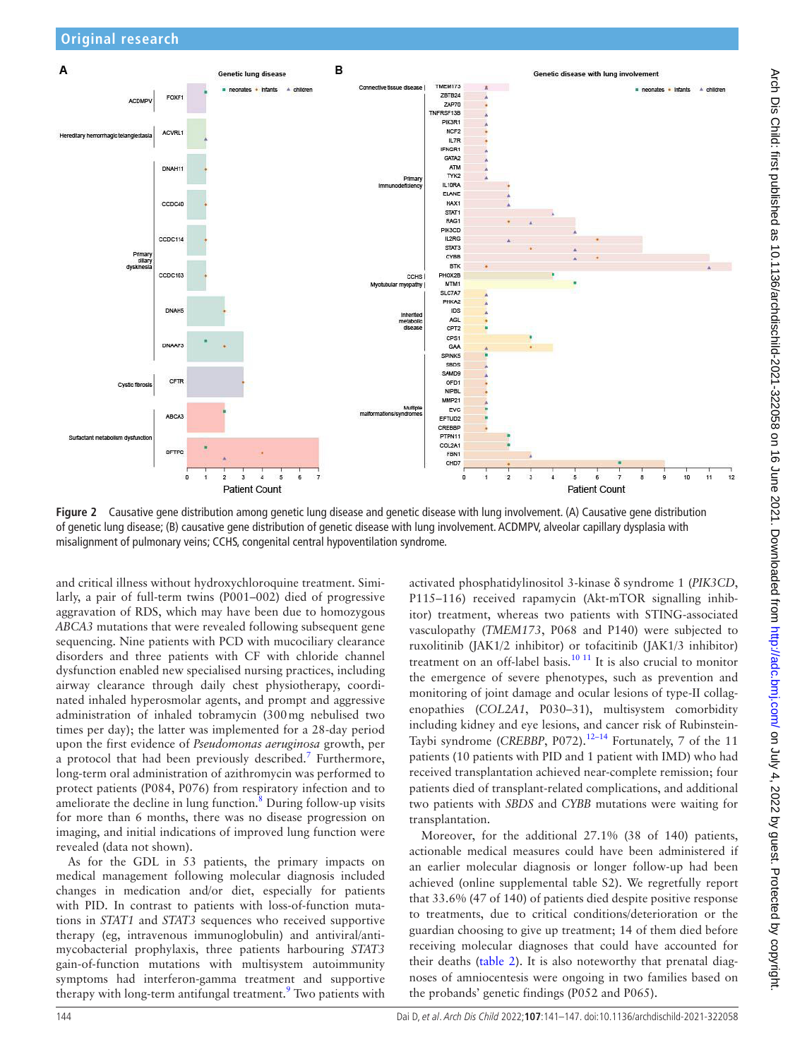**Figure 2** Causative gene distribution among genetic lung disease and genetic disease with lung involvement. (A) Causative gene distribution of genetic lung disease; (B) causative gene distribution of genetic disease with lung involvement. ACDMPV, alveolar capillary dysplasia with misalignment of pulmonary veins; CCHS, congenital central hypoventilation syndrome.

and critical illness without hydroxychloroquine treatment. Similarly, a pair of full-term twins (P001–002) died of progressive aggravation of RDS, which may have been due to homozygous *ABCA3* mutations that were revealed following subsequent gene sequencing. Nine patients with PCD with mucociliary clearance disorders and three patients with CF with chloride channel dysfunction enabled new specialised nursing practices, including airway clearance through daily chest physiotherapy, coordinated inhaled hyperosmolar agents, and prompt and aggressive administration of inhaled tobramycin (300 mg nebulised two times per day); the latter was implemented for a 28-day period upon the first evidence of *Pseudomonas aeruginosa* growth, per a protocol that had been previously described.[7] Furthermore, long-term oral administration of azithromycin was performed to protect patients (P084, P076) from respiratory infection and to ameliorate the decline in lung function.[8] During follow-up visits for more than 6 months, there was no disease progression on imaging, and initial indications of improved lung function were revealed (data not shown).

As for the GDL in 53 patients, the primary impacts on medical management following molecular diagnosis included changes in medication and/or diet, especially for patients with PID. In contrast to patients with loss-of-function mutations in *STAT1* and *STAT3* sequences who received supportive therapy (eg, intravenous immunoglobulin) and antiviral/antimycobacterial prophylaxis, three patients harbouring *STAT3* gain-of-function mutations with multisystem autoimmunity symptoms had interferon-gamma treatment and supportive therapy with long-term antifungal treatment.[9] Two patients with activated phosphatidylinositol 3-kinase δ syndrome 1 (*PIK3CD*, P115–116) received rapamycin (Akt-mTOR signalling inhibitor) treatment, whereas two patients with STING-associated vasculopathy (*TMEM173*, P068 and P140) were subjected to ruxolitinib (JAK1/2 inhibitor) or tofacitinib (JAK1/3 inhibitor) treatment on an off-label basis.[10,11] It is also crucial to monitor the emergence of severe phenotypes, such as prevention and monitoring of joint damage and ocular lesions of type-II collagenopathies (*COL2A1*, P030–31), multisystem comorbidity including kidney and eye lesions, and cancer risk of Rubinstein-Taybi syndrome (*CREBBP*, P072).[12–14] Fortunately, 7 of the 11 patients (10 patients with PID and 1 patient with IMD) who had received transplantation achieved near-complete remission; four patients died of transplant-related complications, and additional two patients with *SBDS* and *CYBB* mutations were waiting for transplantation.

Moreover, for the additional 27.1% (38 of 140) patients, actionable medical measures could have been administered if an earlier molecular diagnosis or longer follow-up had been achieved (online supplemental table S2). We regretfully report that 33.6% (47 of 140) of patients died despite positive response to treatments, due to critical conditions/deterioration or the guardian choosing to give up treatment; 14 of them died before receiving molecular diagnoses that could have accounted for their deaths (table 2). It is also noteworthy that prenatal diagnoses of amniocentesis were ongoing in two families based on the probands' genetic findings (P052 and P065).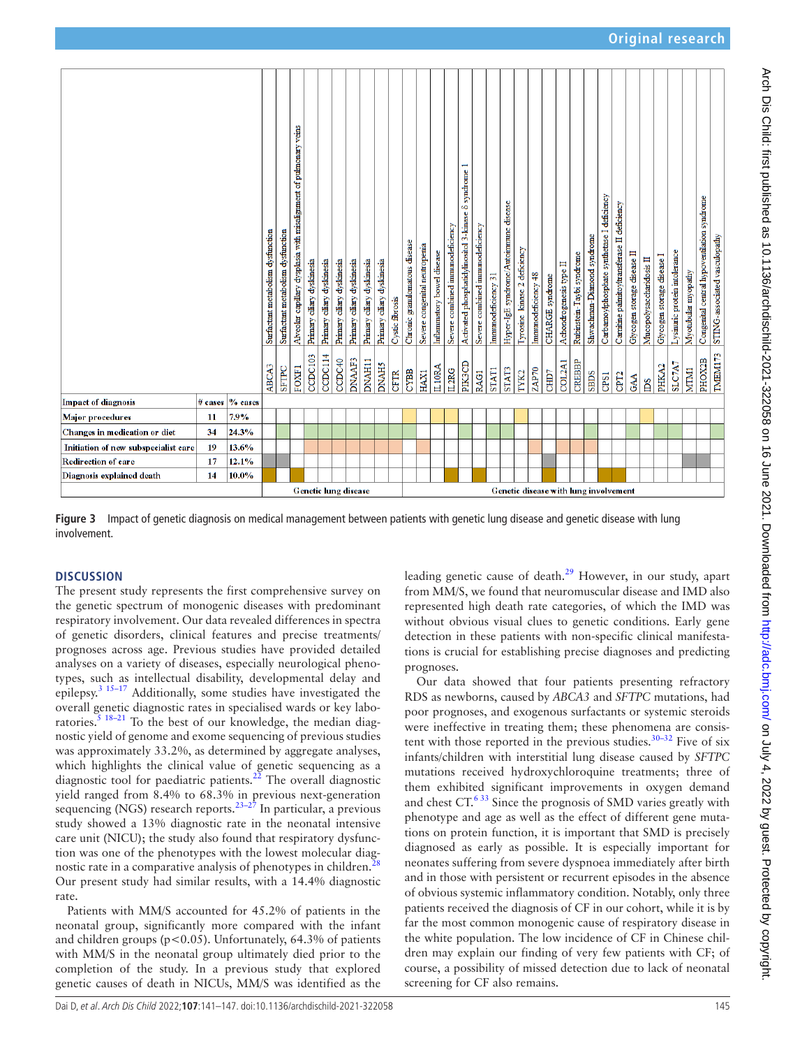| | | | ABCA3 | SFTPC | FOXF1 | CCDC103 | CCDC114 | CCDC40 | DNAAF3 | DNAH11 | DNAH5 | CFTR | CYBB | HAX1 | IL10RA | IL2RG | PIK3CD | RAG1 | STAT1 | STAT3 | TYK2 | ZAP70 | CHD7 | COL2A1 | CREBBP | SBDS | CPS1 | CPT2 | GAA | IDS | PHKA2 | SLC7A7 | MTM1 | PHOX2B | TMEM173 |
|---|---|---|---|---|---|---|---|---|---|---|---|---|---|---|---|---|---|---|---|---|---|---|---|---|---|---|---|---|---|---|---|---|---|---|---|
| | | | Surfactant metabolism dysfunction | Surfactant metabolism dysfunction | Alveolar capillary dysplasia with misalignment of pulmonary veins | Primary ciliary dyskinesia | Primary ciliary dyskinesia | Primary ciliary dyskinesia | Primary ciliary dyskinesia | Primary ciliary dyskinesia | Primary ciliary dyskinesia | Cystic fibrosis | Chronic granulomatous disease | Severe congenital neutropenia | Inflammatory bowel disease | Severe combined immunodeficiency | Activated phosphatidylinositol 3-kinase δ syndrome 1 | Severe combined immunodeficiency | Immunodeficiency 31 | Hyper-IgE syndrome/Autoimmune disease | Tyrosine kinase 2 deficiency | Immunodeficiency 48 | CHARGE syndrome | Achondrogenesis type II | Rubinstein-Taybi syndrome | Shwachman-Diamond syndrome | Carbamoylphosphate synthetase I deficiency | Carnitine palmitoyltransferase II deficiency | Glycogen storage disease II | Mucopolysaccharidosis II | Glycogen storage disease I | Lysinuric protein intolerance | Myotubular myopathy | Congenital central hypoventilation syndrome | STING-associated vasculopathy |
| **Impact of diagnosis** | **# cases** | **% cases** | | | | | | | | | | | | | | | | | | | | | | | | | | | | | | | | | |
| **Major procedures** | **11** | **7.9%** | | | | | | | | | | | ■ | | ■ | | | | | | ■ | | | | | | | | | ■ | | | | | |
| **Changes in medication or diet** | **34** | **24.3%** | | | | ■ | ■ | ■ | ■ | ■ | ■ | | | | | | ■ | | ■ | ■ | | | | | | ■ | | | ■ | | ■ | ■ | | | ■ |
| **Initiation of new subspecialist care** | **19** | **13.6%** | | | | ■ | ■ | ■ | ■ | ■ | ■ | ■ | | ■ | | | | | | | | ■ | | ■ | ■ | ■ | | | | | | | | | |
| **Redirection of care** | **17** | **12.1%** | ■ | ■ | | | | | | | | | | | | | | | | | | | ■ | | | | | | | | | | ■ | ■ | |
| **Diagnosis explained death** | **14** | **10.0%** | ■ | | ■ | | | | | | | | | | | | ■ | ■ | | | | | ■ | | | | ■ | ■ | | | | | | | |
| | | | **Genetic lung disease** | | | | | | | | | | **Genetic disease with lung involvement** | | | | | | | | | | | | | | | | | | | | | | |

**Figure 3** Impact of genetic diagnosis on medical management between patients with genetic lung disease and genetic disease with lung involvement.

## DISCUSSION

The present study represents the first comprehensive survey on the genetic spectrum of monogenic diseases with predominant respiratory involvement. Our data revealed differences in spectra of genetic disorders, clinical features and precise treatments/prognoses across age. Previous studies have provided detailed analyses on a variety of diseases, especially neurological phenotypes, such as intellectual disability, developmental delay and epilepsy.[3 15–17] Additionally, some studies have investigated the overall genetic diagnostic rates in specialised wards or key laboratories.[5 18–21] To the best of our knowledge, the median diagnostic yield of genome and exome sequencing of previous studies was approximately 33.2%, as determined by aggregate analyses, which highlights the clinical value of genetic sequencing as a diagnostic tool for paediatric patients.[22] The overall diagnostic yield ranged from 8.4% to 68.3% in previous next-generation sequencing (NGS) research reports.[23–27] In particular, a previous study showed a 13% diagnostic rate in the neonatal intensive care unit (NICU); the study also found that respiratory dysfunction was one of the phenotypes with the lowest molecular diagnostic rate in a comparative analysis of phenotypes in children.[28] Our present study had similar results, with a 14.4% diagnostic rate.

Patients with MM/S accounted for 45.2% of patients in the neonatal group, significantly more compared with the infant and children groups ($p<0.05$). Unfortunately, 64.3% of patients with MM/S in the neonatal group ultimately died prior to the completion of the study. In a previous study that explored genetic causes of death in NICUs, MM/S was identified as the leading genetic cause of death.[29] However, in our study, apart from MM/S, we found that neuromuscular disease and IMD also represented high death rate categories, of which the IMD was without obvious visual clues to genetic conditions. Early gene detection in these patients with non-specific clinical manifestations is crucial for establishing precise diagnoses and predicting prognoses.

Our data showed that four patients presenting refractory RDS as newborns, caused by *ABCA3* and *SFTPC* mutations, had poor prognoses, and exogenous surfactants or systemic steroids were ineffective in treating them; these phenomena are consistent with those reported in the previous studies.[30–32] Five of six infants/children with interstitial lung disease caused by *SFTPC* mutations received hydroxychloroquine treatments; three of them exhibited significant improvements in oxygen demand and chest CT.[6 33] Since the prognosis of SMD varies greatly with phenotype and age as well as the effect of different gene mutations on protein function, it is important that SMD is precisely diagnosed as early as possible. It is especially important for neonates suffering from severe dyspnoea immediately after birth and in those with persistent or recurrent episodes in the absence of obvious systemic inflammatory condition. Notably, only three patients received the diagnosis of CF in our cohort, while it is by far the most common monogenic cause of respiratory disease in the white population. The low incidence of CF in Chinese children may explain our finding of very few patients with CF; of course, a possibility of missed detection due to lack of neonatal screening for CF also remains.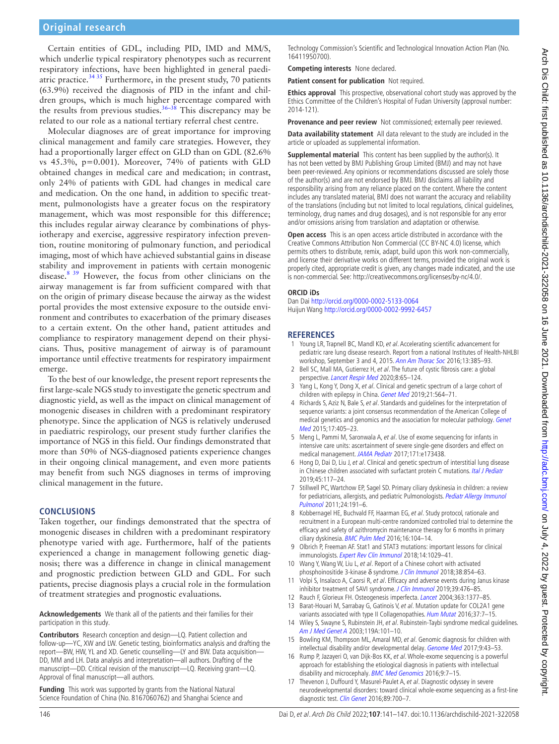Certain entities of GDL, including PID, IMD and MM/S, which underlie typical respiratory phenotypes such as recurrent respiratory infections, have been highlighted in general paediatric practice.[34 35] Furthermore, in the present study, 70 patients (63.9%) received the diagnosis of PID in the infant and children groups, which is much higher percentage compared with the results from previous studies.[36–38] This discrepancy may be related to our role as a national tertiary referral chest centre.

Molecular diagnoses are of great importance for improving clinical management and family care strategies. However, they had a proportionally larger effect on GLD than on GDL (82.6% vs 45.3%, p=0.001). Moreover, 74% of patients with GLD obtained changes in medical care and medication; in contrast, only 24% of patients with GDL had changes in medical care and medication. On the one hand, in addition to specific treatment, pulmonologists have a greater focus on the respiratory management, which was most responsible for this difference; this includes regular airway clearance by combinations of physiotherapy and exercise, aggressive respiratory infection prevention, routine monitoring of pulmonary function, and periodical imaging, most of which have achieved substantial gains in disease stability and improvement in patients with certain monogenic disease.[8 39] However, the focus from other clinicians on the airway management is far from sufficient compared with that on the origin of primary disease because the airway as the widest portal provides the most extensive exposure to the outside environment and contributes to exacerbation of the primary diseases to a certain extent. On the other hand, patient attitudes and compliance to respiratory management depend on their physicians. Thus, positive management of airway is of paramount importance until effective treatments for respiratory impairment emerge.

To the best of our knowledge, the present report represents the first large-scale NGS study to investigate the genetic spectrum and diagnostic yield, as well as the impact on clinical management of monogenic diseases in children with a predominant respiratory phenotype. Since the application of NGS is relatively underused in paediatric respirology, our present study further clarifies the importance of NGS in this field. Our findings demonstrated that more than 50% of NGS-diagnosed patients experience changes in their ongoing clinical management, and even more patients may benefit from such NGS diagnoses in terms of improving clinical management in the future.

## CONCLUSIONS

Taken together, our findings demonstrated that the spectra of monogenic diseases in children with a predominant respiratory phenotype varied with age. Furthermore, half of the patients experienced a change in management following genetic diagnosis; there was a difference in change in clinical management and prognostic prediction between GLD and GDL. For such patients, precise diagnosis plays a crucial role in the formulation of treatment strategies and prognostic evaluations.

**Acknowledgements** We thank all of the patients and their families for their participation in this study.

**Contributors** Research conception and design—LQ. Patient collection and follow-up—YC, XW and LW. Genetic testing, bioinformatics analysis and drafting the report—BW, HW, YL and XD. Genetic counselling—LY and BW. Data acquisition—DD, MM and LH. Data analysis and interpretation—all authors. Drafting of the manuscript—DD. Critical revision of the manuscript—LQ. Receiving grant—LQ. Approval of final manuscript—all authors.

**Funding** This work was supported by grants from the National Natural Science Foundation of China (No. 8167060762) and Shanghai Science and Technology Commission's Scientific and Technological Innovation Action Plan (No. 16411950700).

**Competing interests** None declared.

**Patient consent for publication** Not required.

**Ethics approval** This prospective, observational cohort study was approved by the Ethics Committee of the Children's Hospital of Fudan University (approval number: 2014-121).

**Provenance and peer review** Not commissioned; externally peer reviewed.

**Data availability statement** All data relevant to the study are included in the article or uploaded as supplemental information.

**Supplemental material** This content has been supplied by the author(s). It has not been vetted by BMJ Publishing Group Limited (BMJ) and may not have been peer-reviewed. Any opinions or recommendations discussed are solely those of the author(s) and are not endorsed by BMJ. BMJ disclaims all liability and responsibility arising from any reliance placed on the content. Where the content includes any translated material, BMJ does not warrant the accuracy and reliability of the translations (including but not limited to local regulations, clinical guidelines, terminology, drug names and drug dosages), and is not responsible for any error and/or omissions arising from translation and adaptation or otherwise.

**Open access** This is an open access article distributed in accordance with the Creative Commons Attribution Non Commercial (CC BY-NC 4.0) license, which permits others to distribute, remix, adapt, build upon this work non-commercially, and license their derivative works on different terms, provided the original work is properly cited, appropriate credit is given, any changes made indicated, and the use is non-commercial. See: http://creativecommons.org/licenses/by-nc/4.0/.

### ORCID iDs

Dan Dai http://orcid.org/0000-0002-5133-0064
Huijun Wang http://orcid.org/0000-0002-9992-6457

## REFERENCES

1. Young LR, Trapnell BC, Mandl KD, *et al*. Accelerating scientific advancement for pediatric rare lung disease research. Report from a National Institutes of Health-NHLBI workshop, September 3 and 4, 2015. *Ann Am Thorac Soc* 2016;13:385–93.
2. Bell SC, Mall MA, Gutierrez H, *et al*. The future of cystic fibrosis care: a global perspective. *Lancet Respir Med* 2020;8:65–124.
3. Yang L, Kong Y, Dong X, *et al*. Clinical and genetic spectrum of a large cohort of children with epilepsy in China. *Genet Med* 2019;21:564–71.
4. Richards S, Aziz N, Bale S, *et al*. Standards and guidelines for the interpretation of sequence variants: a joint consensus recommendation of the American College of medical genetics and genomics and the association for molecular pathology. *Genet Med* 2015;17:405–23.
5. Meng L, Pammi M, Saronwala A, *et al*. Use of exome sequencing for infants in intensive care units: ascertainment of severe single-gene disorders and effect on medical management. *JAMA Pediatr* 2017;171:e173438.
6. Hong D, Dai D, Liu J, *et al*. Clinical and genetic spectrum of interstitial lung disease in Chinese children associated with surfactant protein C mutations. *Ital J Pediatr* 2019;45:117–24.
7. Stillwell PC, Wartchow EP, Sagel SD. Primary ciliary dyskinesia in children: a review for pediatricians, allergists, and pediatric Pulmonologists. *Pediatr Allergy Immunol Pulmonol* 2011;24:191–6.
8. Kobbernagel HE, Buchvald FF, Haarman EG, *et al*. Study protocol, rationale and recruitment in a European multi-centre randomized controlled trial to determine the efficacy and safety of azithromycin maintenance therapy for 6 months in primary ciliary dyskinesia. *BMC Pulm Med* 2016;16:104–14.
9. Olbrich P, Freeman AF. Stat1 and STAT3 mutations: important lessons for clinical immunologists. *Expert Rev Clin Immunol* 2018;14:1029–41.
10. Wang Y, Wang W, Liu L, *et al*. Report of a Chinese cohort with activated phosphoinositide 3-kinase δ syndrome. *J Clin Immunol* 2018;38:854–63.
11. Volpi S, Insalaco A, Caorsi R, *et al*. Efficacy and adverse events during Janus kinase inhibitor treatment of SAVI syndrome. *J Clin Immunol* 2019;39:476–85.
12. Rauch F, Glorieux FH. Osteogenesis imperfecta. *Lancet* 2004;363:1377–85.
13. Barat-Houari M, Sarrabay G, Gatinois V, *et al*. Mutation update for COL2A1 gene variants associated with type II Collagenopathies. *Hum Mutat* 2016;37:7–15.
14. Wiley S, Swayne S, Rubinstein JH, *et al*. Rubinstein-Taybi syndrome medical guidelines. *Am J Med Genet A* 2003;119A:101–10.
15. Bowling KM, Thompson ML, Amaral MD, *et al*. Genomic diagnosis for children with intellectual disability and/or developmental delay. *Genome Med* 2017;9:43–53.
16. Rump P, Jazayeri O, van Dijk-Bos KK, *et al*. Whole-exome sequencing is a powerful approach for establishing the etiological diagnosis in patients with intellectual disability and microcephaly. *BMC Med Genomics* 2016;9:7–15.
17. Thevenon J, Duffourd Y, Masurel-Paulet A, *et al*. Diagnostic odyssey in severe neurodevelopmental disorders: toward clinical whole-exome sequencing as a first-line diagnostic test. *Clin Genet* 2016;89:700–7.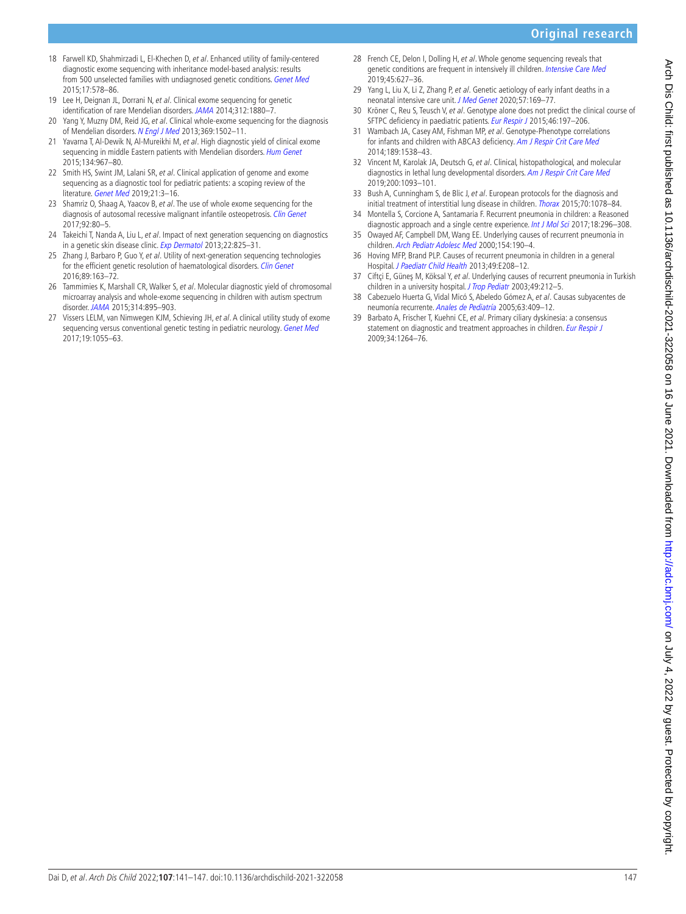18 Farwell KD, Shahmirzadi L, El-Khechen D, *et al*. Enhanced utility of family-centered diagnostic exome sequencing with inheritance model-based analysis: results from 500 unselected families with undiagnosed genetic conditions. *Genet Med* 2015;17:578–86.

19 Lee H, Deignan JL, Dorrani N, *et al*. Clinical exome sequencing for genetic identification of rare Mendelian disorders. *JAMA* 2014;312:1880–7.

20 Yang Y, Muzny DM, Reid JG, *et al*. Clinical whole-exome sequencing for the diagnosis of Mendelian disorders. *N Engl J Med* 2013;369:1502–11.

21 Yavarna T, Al-Dewik N, Al-Mureikhi M, *et al*. High diagnostic yield of clinical exome sequencing in middle Eastern patients with Mendelian disorders. *Hum Genet* 2015;134:967–80.

22 Smith HS, Swint JM, Lalani SR, *et al*. Clinical application of genome and exome sequencing as a diagnostic tool for pediatric patients: a scoping review of the literature. *Genet Med* 2019;21:3–16.

23 Shamriz O, Shaag A, Yaacov B, *et al*. The use of whole exome sequencing for the diagnosis of autosomal recessive malignant infantile osteopetrosis. *Clin Genet* 2017;92:80–5.

24 Takeichi T, Nanda A, Liu L, *et al*. Impact of next generation sequencing on diagnostics in a genetic skin disease clinic. *Exp Dermatol* 2013;22:825–31.

25 Zhang J, Barbaro P, Guo Y, *et al*. Utility of next-generation sequencing technologies for the efficient genetic resolution of haematological disorders. *Clin Genet* 2016;89:163–72.

26 Tammimies K, Marshall CR, Walker S, *et al*. Molecular diagnostic yield of chromosomal microarray analysis and whole-exome sequencing in children with autism spectrum disorder. *JAMA* 2015;314:895–903.

27 Vissers LELM, van Nimwegen KJM, Schieving JH, *et al*. A clinical utility study of exome sequencing versus conventional genetic testing in pediatric neurology. *Genet Med* 2017;19:1055–63.

28 French CE, Delon I, Dolling H, *et al*. Whole genome sequencing reveals that genetic conditions are frequent in intensively ill children. *Intensive Care Med* 2019;45:627–36.

29 Yang L, Liu X, Li Z, Zhang P, *et al*. Genetic aetiology of early infant deaths in a neonatal intensive care unit. *J Med Genet* 2020;57:169–77.

30 Kröner C, Reu S, Teusch V, *et al*. Genotype alone does not predict the clinical course of SFTPC deficiency in paediatric patients. *Eur Respir J* 2015;46:197–206.

31 Wambach JA, Casey AM, Fishman MP, *et al*. Genotype-Phenotype correlations for infants and children with ABCA3 deficiency. *Am J Respir Crit Care Med* 2014;189:1538–43.

32 Vincent M, Karolak JA, Deutsch G, *et al*. Clinical, histopathological, and molecular diagnostics in lethal lung developmental disorders. *Am J Respir Crit Care Med* 2019;200:1093–101.

33 Bush A, Cunningham S, de Blic J, *et al*. European protocols for the diagnosis and initial treatment of interstitial lung disease in children. *Thorax* 2015;70:1078–84.

34 Montella S, Corcione A, Santamaria F. Recurrent pneumonia in children: a Reasoned diagnostic approach and a single centre experience. *Int J Mol Sci* 2017;18:296–308.

35 Owayed AF, Campbell DM, Wang EE. Underlying causes of recurrent pneumonia in children. *Arch Pediatr Adolesc Med* 2000;154:190–4.

36 Hoving MFP, Brand PLP. Causes of recurrent pneumonia in children in a general Hospital. *J Paediatr Child Health* 2013;49:E208–12.

37 Ciftçi E, Güneş M, Köksal Y, *et al*. Underlying causes of recurrent pneumonia in Turkish children in a university hospital. *J Trop Pediatr* 2003;49:212–5.

38 Cabezuelo Huerta G, Vidal Micó S, Abeledo Gómez A, *et al*. Causas subyacentes de neumonía recurrente. *Anales de Pediatría* 2005;63:409–12.

39 Barbato A, Frischer T, Kuehni CE, *et al*. Primary ciliary dyskinesia: a consensus statement on diagnostic and treatment approaches in children. *Eur Respir J* 2009;34:1264–76.